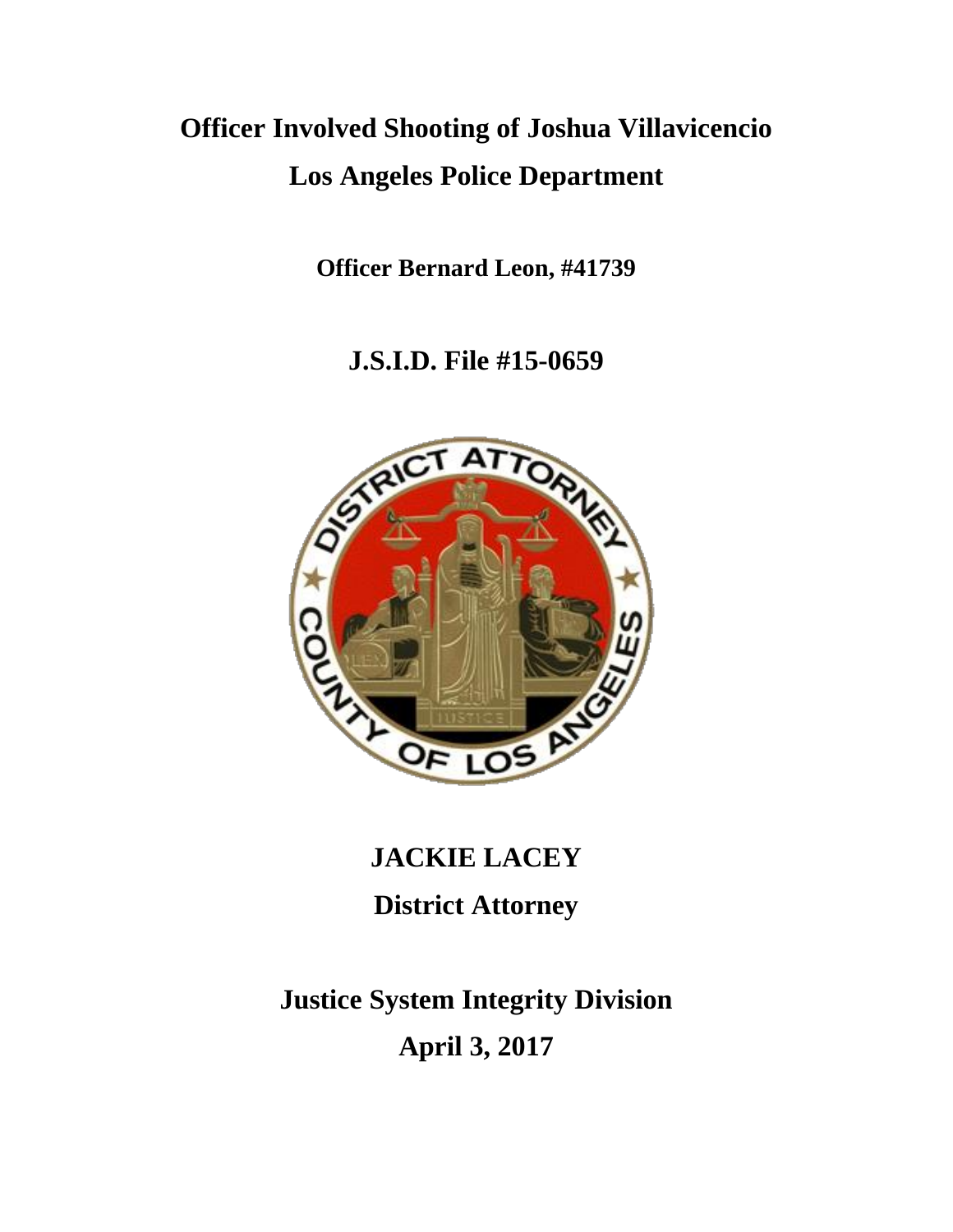# Officer Involved Shooting of Joshua Villavicencio

# Los Angeles Police Department

**Officer Bernard Leon, #41739**

## J.S.I.D. File #15-0659

## JACKIE LACEY

## District Attorney

## Justice System Integrity Division

## April 3, 2017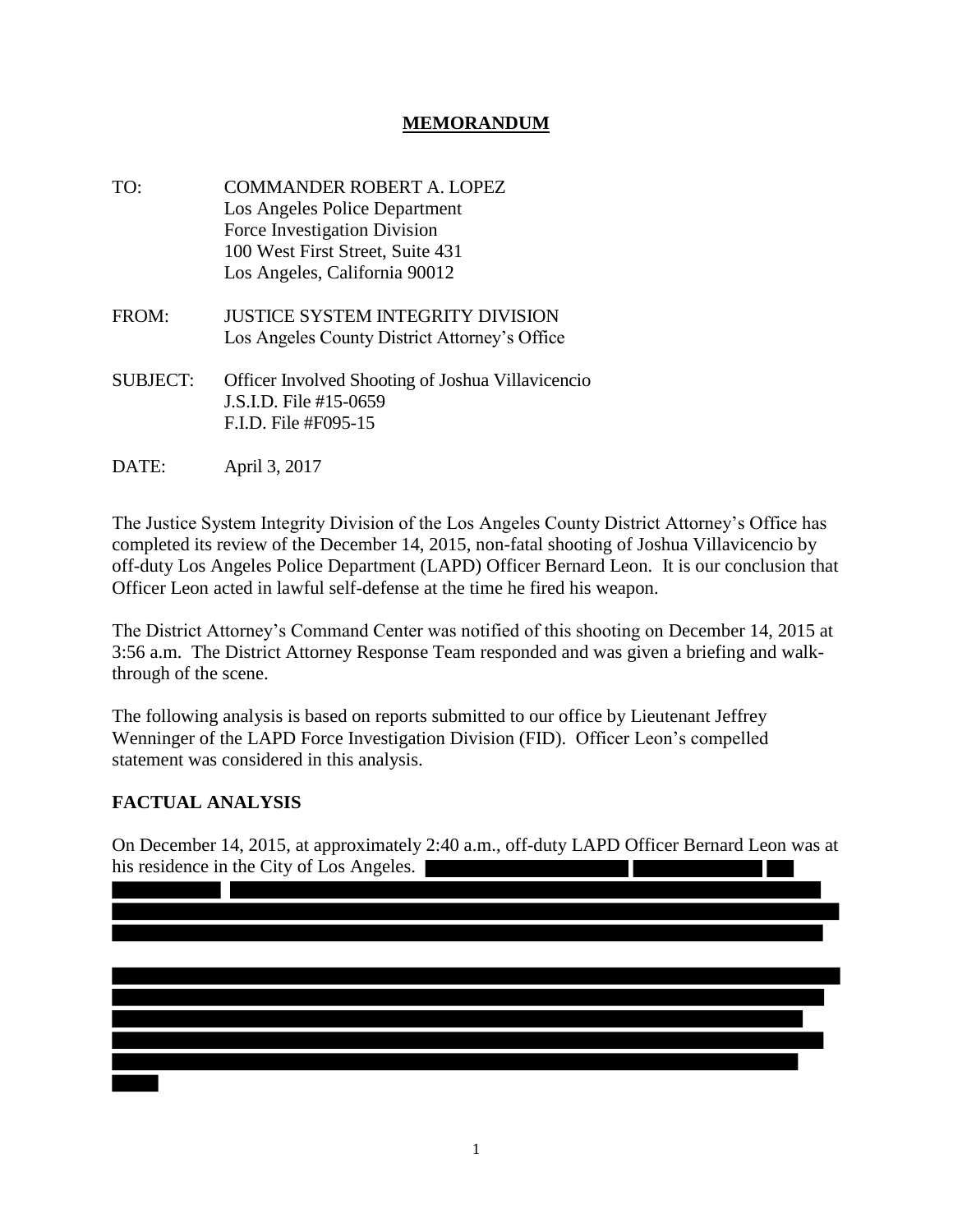# MEMORANDUM

TO: COMMANDER ROBERT A. LOPEZ
Los Angeles Police Department
Force Investigation Division
100 West First Street, Suite 431
Los Angeles, California 90012

FROM: JUSTICE SYSTEM INTEGRITY DIVISION
Los Angeles County District Attorney's Office

SUBJECT: Officer Involved Shooting of Joshua Villavicencio
J.S.I.D. File #15-0659
F.I.D. File #F095-15

DATE: April 3, 2017

The Justice System Integrity Division of the Los Angeles County District Attorney's Office has completed its review of the December 14, 2015, non-fatal shooting of Joshua Villavicencio by off-duty Los Angeles Police Department (LAPD) Officer Bernard Leon. It is our conclusion that Officer Leon acted in lawful self-defense at the time he fired his weapon.

The District Attorney's Command Center was notified of this shooting on December 14, 2015 at 3:56 a.m. The District Attorney Response Team responded and was given a briefing and walk-through of the scene.

The following analysis is based on reports submitted to our office by Lieutenant Jeffrey Wenninger of the LAPD Force Investigation Division (FID). Officer Leon's compelled statement was considered in this analysis.

## FACTUAL ANALYSIS

On December 14, 2015, at approximately 2:40 a.m., off-duty LAPD Officer Bernard Leon was at his residence in the City of Los Angeles.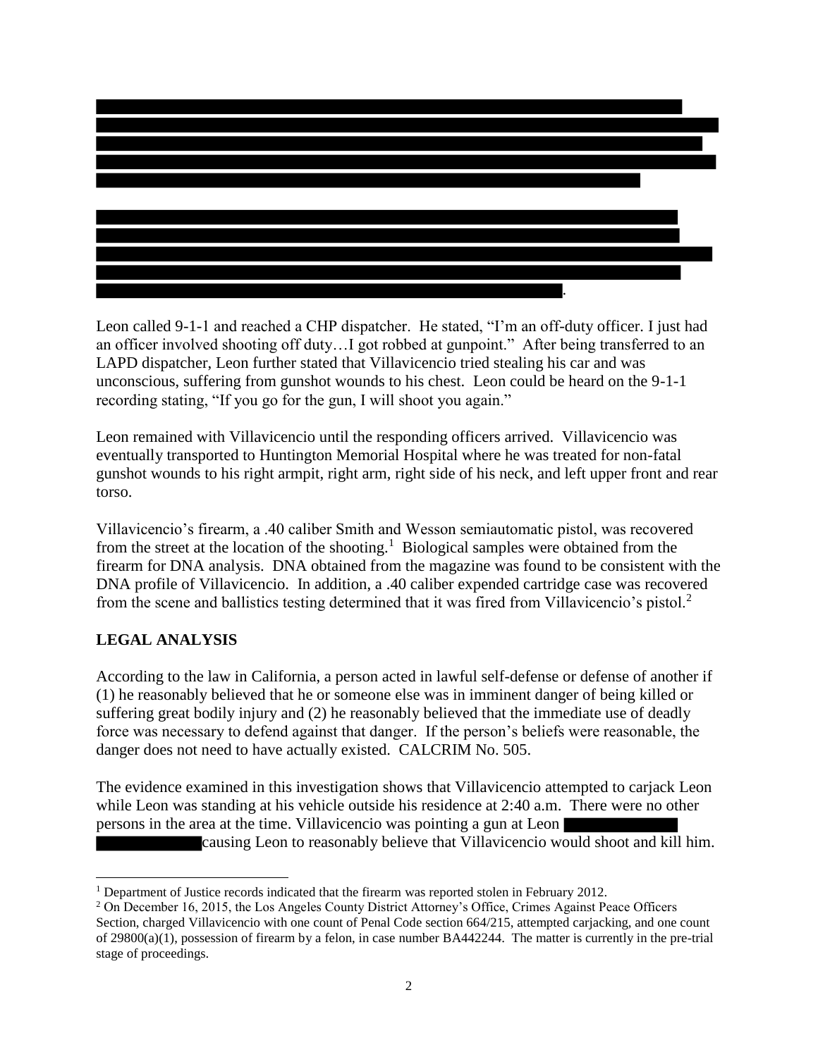Leon called 9-1-1 and reached a CHP dispatcher. He stated, "I'm an off-duty officer. I just had an officer involved shooting off duty…I got robbed at gunpoint." After being transferred to an LAPD dispatcher, Leon further stated that Villavicencio tried stealing his car and was unconscious, suffering from gunshot wounds to his chest. Leon could be heard on the 9-1-1 recording stating, "If you go for the gun, I will shoot you again."

Leon remained with Villavicencio until the responding officers arrived. Villavicencio was eventually transported to Huntington Memorial Hospital where he was treated for non-fatal gunshot wounds to his right armpit, right arm, right side of his neck, and left upper front and rear torso.

Villavicencio's firearm, a .40 caliber Smith and Wesson semiautomatic pistol, was recovered from the street at the location of the shooting.[1] Biological samples were obtained from the firearm for DNA analysis. DNA obtained from the magazine was found to be consistent with the DNA profile of Villavicencio. In addition, a .40 caliber expended cartridge case was recovered from the scene and ballistics testing determined that it was fired from Villavicencio's pistol.[2]

## LEGAL ANALYSIS

According to the law in California, a person acted in lawful self-defense or defense of another if (1) he reasonably believed that he or someone else was in imminent danger of being killed or suffering great bodily injury and (2) he reasonably believed that the immediate use of deadly force was necessary to defend against that danger. If the person's beliefs were reasonable, the danger does not need to have actually existed. CALCRIM No. 505.

The evidence examined in this investigation shows that Villavicencio attempted to carjack Leon while Leon was standing at his vehicle outside his residence at 2:40 a.m. There were no other persons in the area at the time. Villavicencio was pointing a gun at Leon causing Leon to reasonably believe that Villavicencio would shoot and kill him.

[1] Department of Justice records indicated that the firearm was reported stolen in February 2012.

[2] On December 16, 2015, the Los Angeles County District Attorney's Office, Crimes Against Peace Officers Section, charged Villavicencio with one count of Penal Code section 664/215, attempted carjacking, and one count of 29800(a)(1), possession of firearm by a felon, in case number BA442244. The matter is currently in the pre-trial stage of proceedings.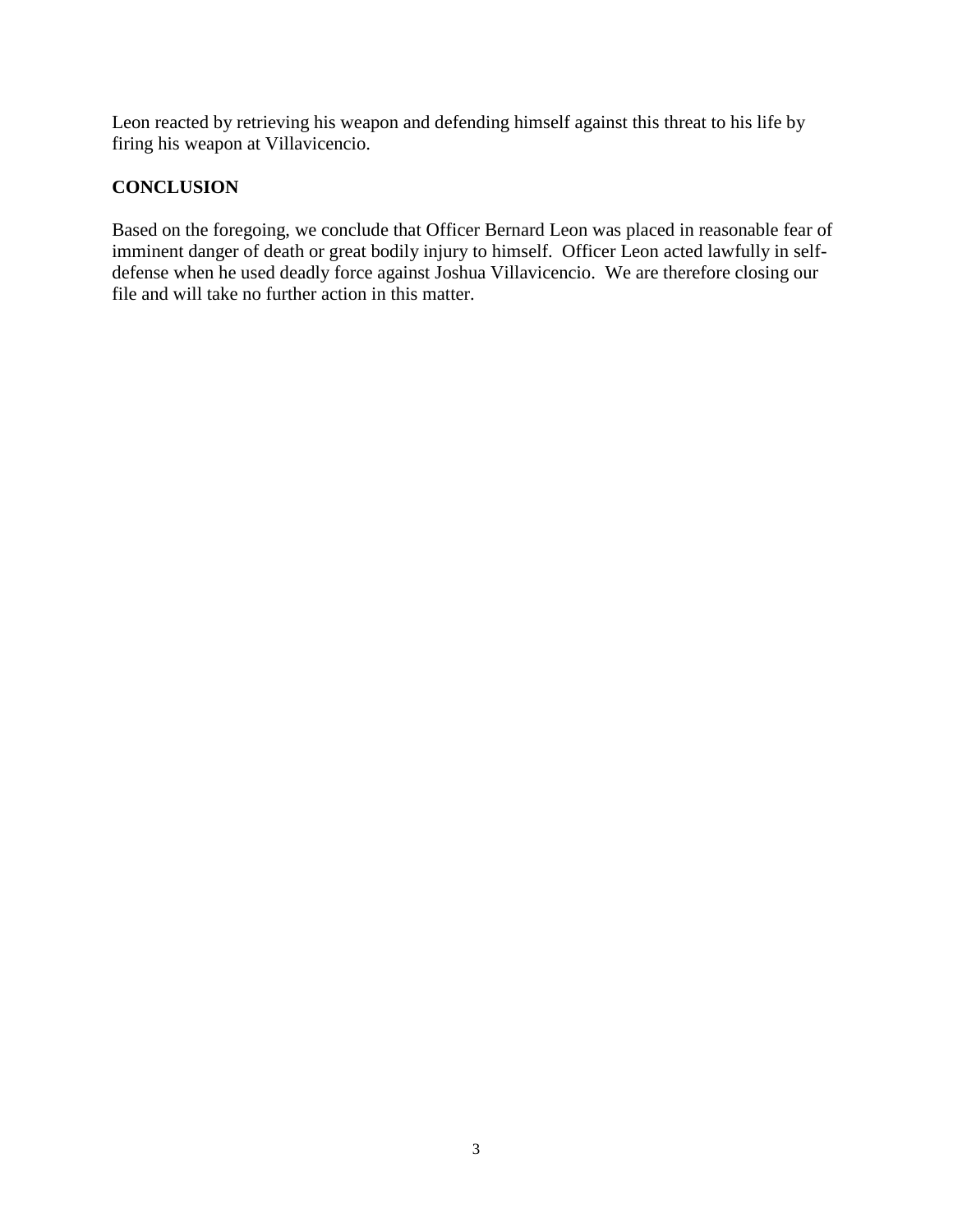Leon reacted by retrieving his weapon and defending himself against this threat to his life by firing his weapon at Villavicencio.

## CONCLUSION

Based on the foregoing, we conclude that Officer Bernard Leon was placed in reasonable fear of imminent danger of death or great bodily injury to himself. Officer Leon acted lawfully in self-defense when he used deadly force against Joshua Villavicencio. We are therefore closing our file and will take no further action in this matter.